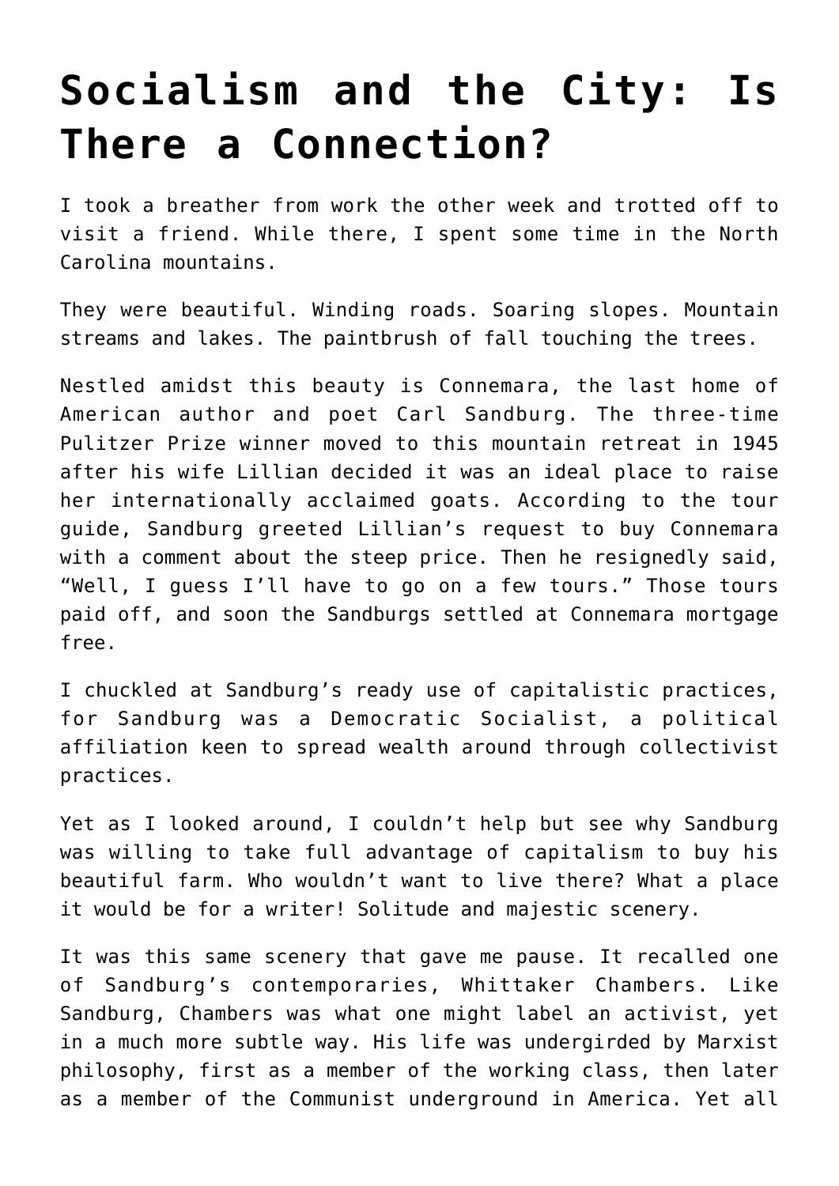# Socialism and the City: Is There a Connection?

I took a breather from work the other week and trotted off to visit a friend. While there, I spent some time in the North Carolina mountains.

They were beautiful. Winding roads. Soaring slopes. Mountain streams and lakes. The paintbrush of fall touching the trees.

Nestled amidst this beauty is Connemara, the last home of American author and poet Carl Sandburg. The three-time Pulitzer Prize winner moved to this mountain retreat in 1945 after his wife Lillian decided it was an ideal place to raise her internationally acclaimed goats. According to the tour guide, Sandburg greeted Lillian's request to buy Connemara with a comment about the steep price. Then he resignedly said, "Well, I guess I'll have to go on a few tours." Those tours paid off, and soon the Sandburgs settled at Connemara mortgage free.

I chuckled at Sandburg's ready use of capitalistic practices, for Sandburg was a Democratic Socialist, a political affiliation keen to spread wealth around through collectivist practices.

Yet as I looked around, I couldn't help but see why Sandburg was willing to take full advantage of capitalism to buy his beautiful farm. Who wouldn't want to live there? What a place it would be for a writer! Solitude and majestic scenery.

It was this same scenery that gave me pause. It recalled one of Sandburg's contemporaries, Whittaker Chambers. Like Sandburg, Chambers was what one might label an activist, yet in a much more subtle way. His life was undergirded by Marxist philosophy, first as a member of the working class, then later as a member of the Communist underground in America. Yet all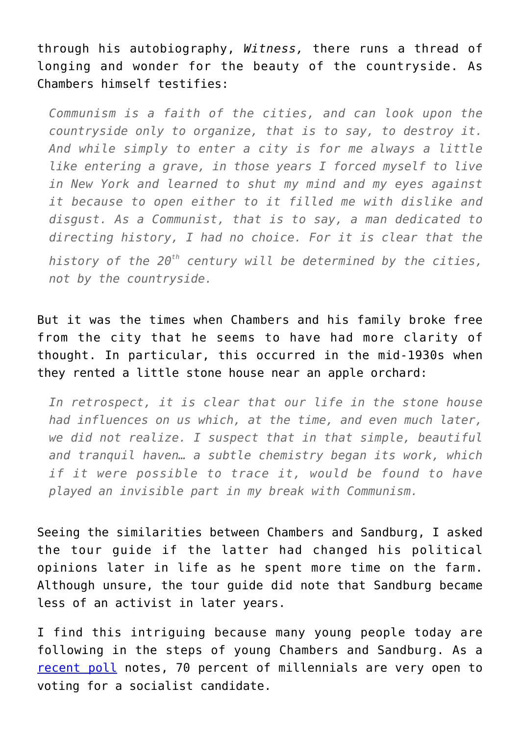through his autobiography, *Witness,* there runs a thread of longing and wonder for the beauty of the countryside. As Chambers himself testifies:

> *Communism is a faith of the cities, and can look upon the countryside only to organize, that is to say, to destroy it. And while simply to enter a city is for me always a little like entering a grave, in those years I forced myself to live in New York and learned to shut my mind and my eyes against it because to open either to it filled me with dislike and disgust. As a Communist, that is to say, a man dedicated to directing history, I had no choice. For it is clear that the history of the 20th century will be determined by the cities, not by the countryside.*

But it was the times when Chambers and his family broke free from the city that he seems to have had more clarity of thought. In particular, this occurred in the mid-1930s when they rented a little stone house near an apple orchard:

> *In retrospect, it is clear that our life in the stone house had influences on us which, at the time, and even much later, we did not realize. I suspect that in that simple, beautiful and tranquil haven… a subtle chemistry began its work, which if it were possible to trace it, would be found to have played an invisible part in my break with Communism.*

Seeing the similarities between Chambers and Sandburg, I asked the tour guide if the latter had changed his political opinions later in life as he spent more time on the farm. Although unsure, the tour guide did note that Sandburg became less of an activist in later years.

I find this intriguing because many young people today are following in the steps of young Chambers and Sandburg. As a recent poll notes, 70 percent of millennials are very open to voting for a socialist candidate.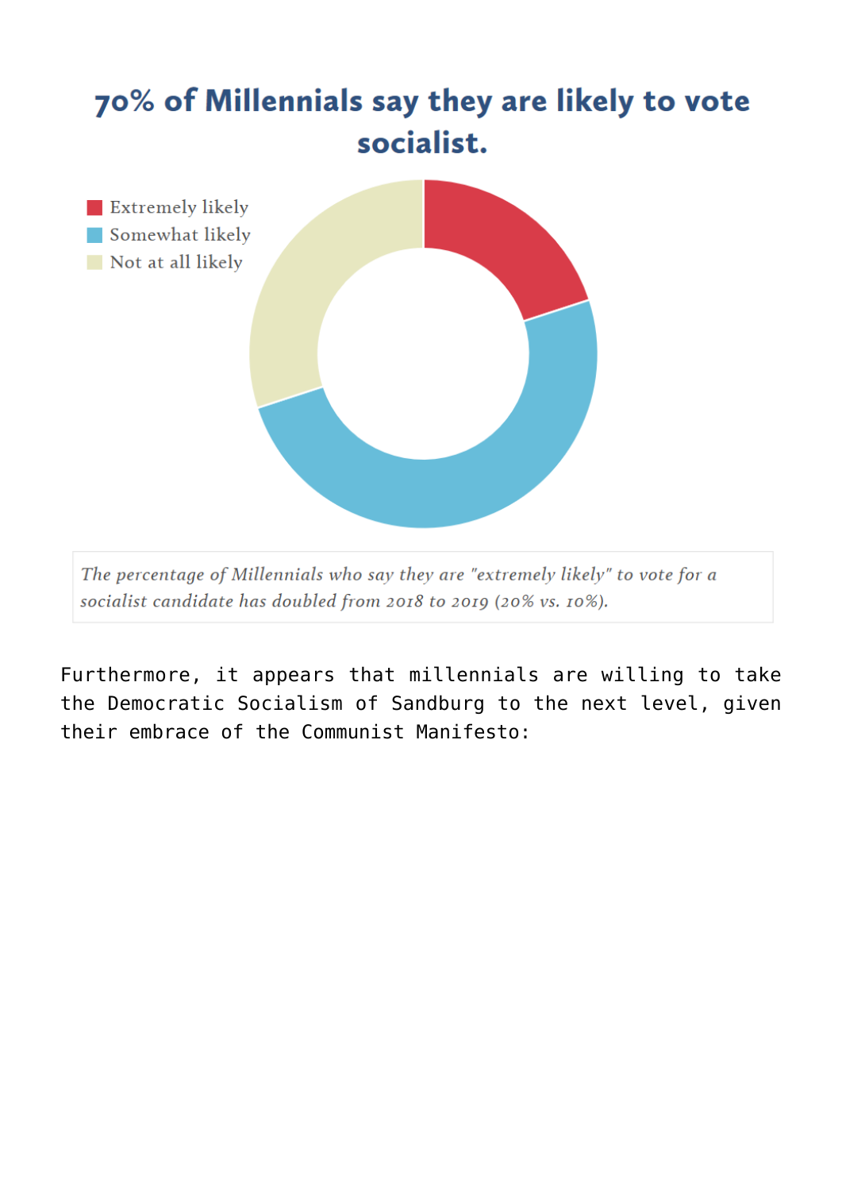## 70% of Millennials say they are likely to vote socialist.

- Extremely likely
- Somewhat likely
- Not at all likely

*The percentage of Millennials who say they are "extremely likely" to vote for a socialist candidate has doubled from 2018 to 2019 (20% vs. 10%).*

Furthermore, it appears that millennials are willing to take the Democratic Socialism of Sandburg to the next level, given their embrace of the Communist Manifesto: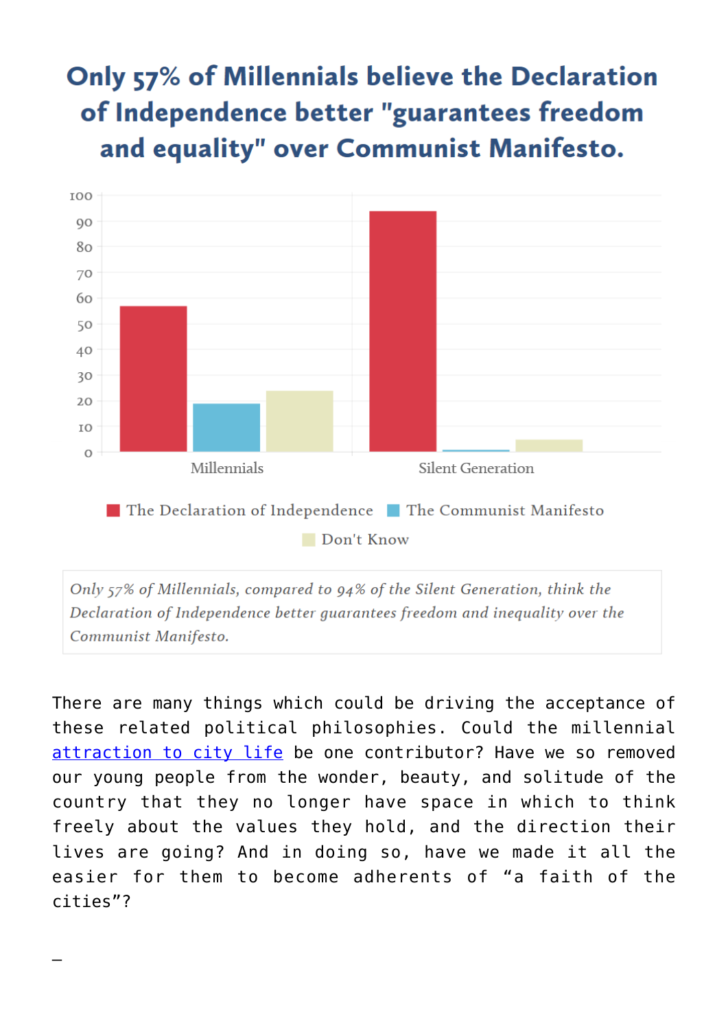## Only 57% of Millennials believe the Declaration of Independence better "guarantees freedom and equality" over Communist Manifesto.

*Only 57% of Millennials, compared to 94% of the Silent Generation, think the Declaration of Independence better guarantees freedom and inequality over the Communist Manifesto.*

There are many things which could be driving the acceptance of these related political philosophies. Could the millennial [attraction to city life]() be one contributor? Have we so removed our young people from the wonder, beauty, and solitude of the country that they no longer have space in which to think freely about the values they hold, and the direction their lives are going? And in doing so, have we made it all the easier for them to become adherents of "a faith of the cities"?

—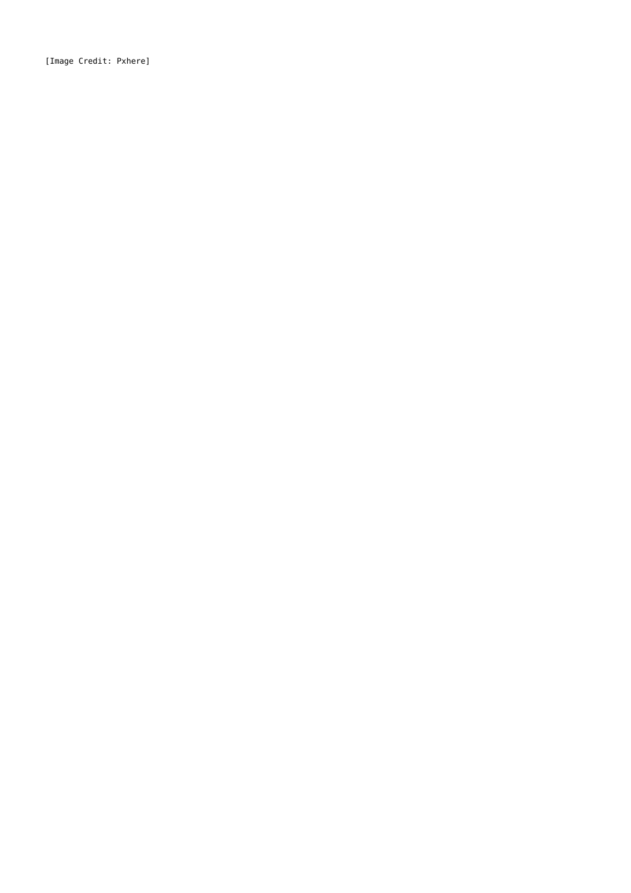[Image Credit: Pxhere]